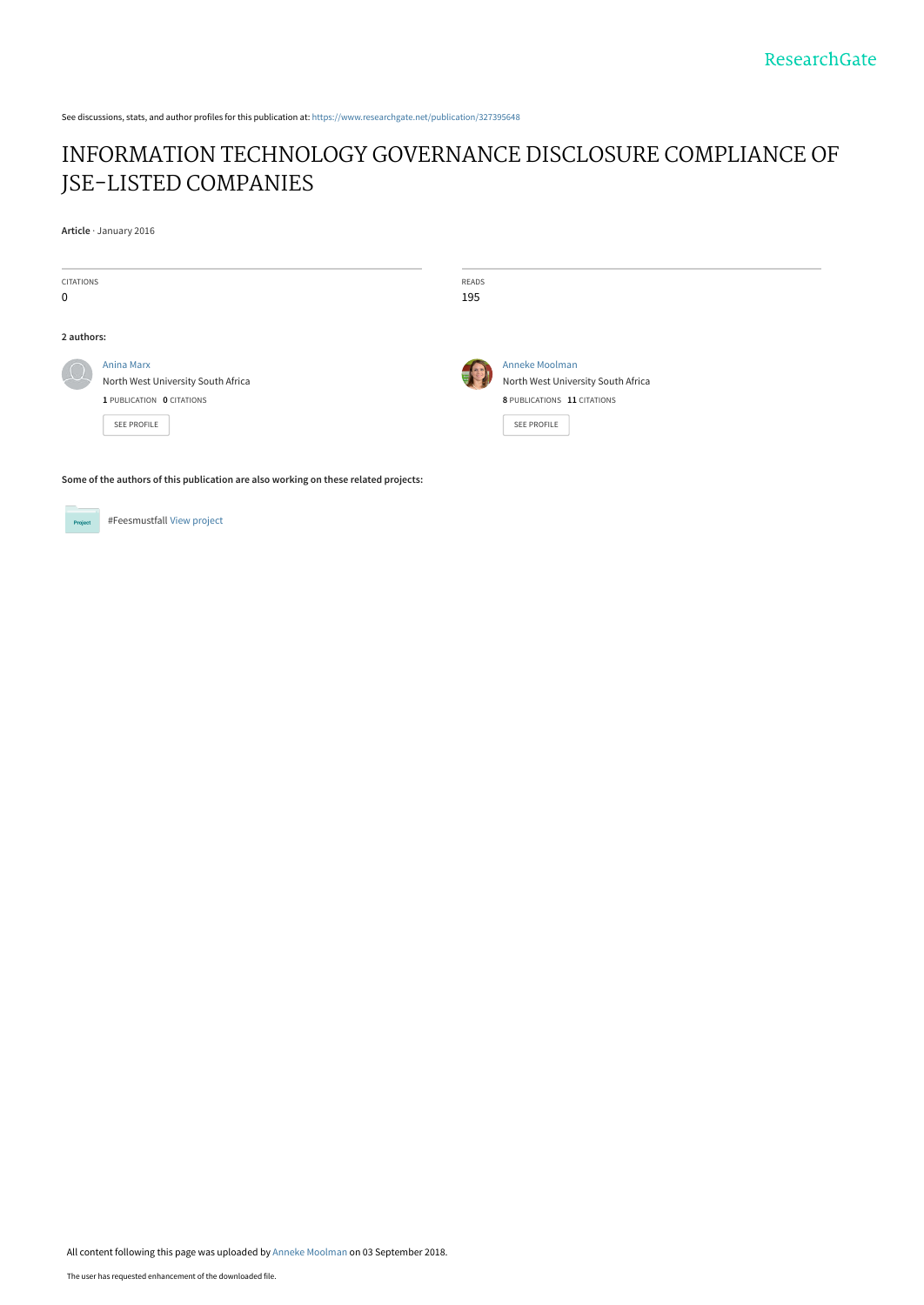See discussions, stats, and author profiles for this publication at: https://www.researchgate.net/publication/327395648

# INFORMATION TECHNOLOGY GOVERNANCE DISCLOSURE COMPLIANCE OF JSE-LISTED COMPANIES

**Article** · January 2016

| CITATIONS | READS |
|---|---|
| 0 | 195 |

**2 authors:**

Anina Marx
North West University South Africa
**1** PUBLICATION **0** CITATIONS
SEE PROFILE

Anneke Moolman
North West University South Africa
**8** PUBLICATIONS **11** CITATIONS
SEE PROFILE

**Some of the authors of this publication are also working on these related projects:**

Project #Feesmustfall View project

All content following this page was uploaded by Anneke Moolman on 03 September 2018.

The user has requested enhancement of the downloaded file.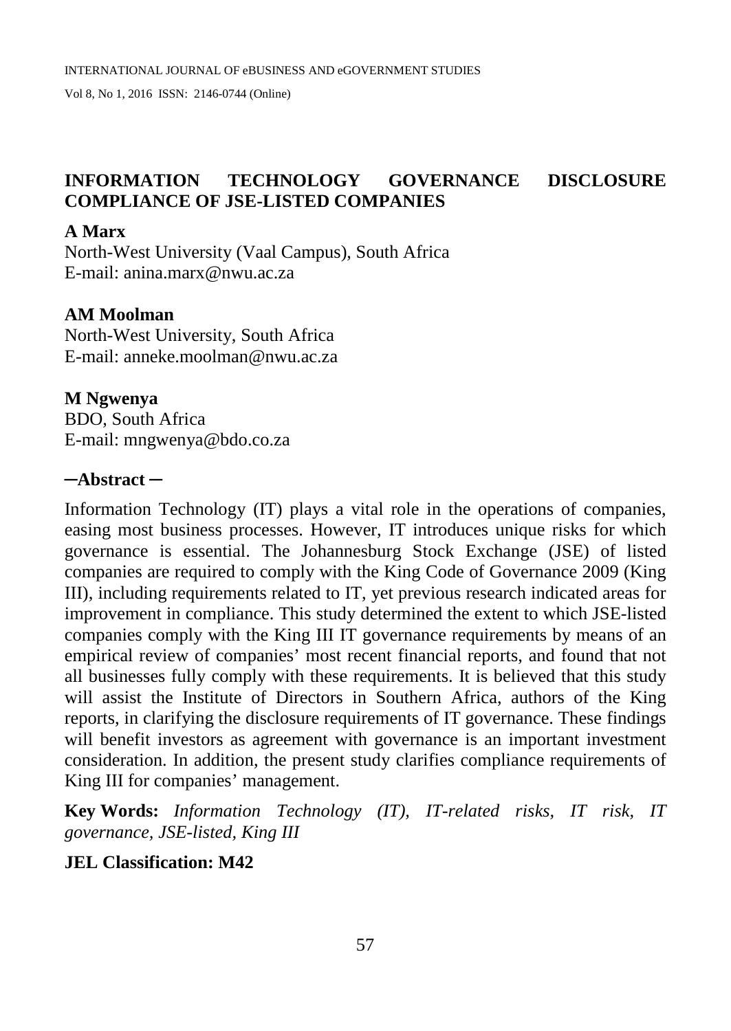# INFORMATION TECHNOLOGY GOVERNANCE DISCLOSURE COMPLIANCE OF JSE-LISTED COMPANIES

**A Marx**
North-West University (Vaal Campus), South Africa
E-mail: anina.marx@nwu.ac.za

**AM Moolman**
North-West University, South Africa
E-mail: anneke.moolman@nwu.ac.za

**M Ngwenya**
BDO, South Africa
E-mail: mngwenya@bdo.co.za

## –Abstract –

Information Technology (IT) plays a vital role in the operations of companies, easing most business processes. However, IT introduces unique risks for which governance is essential. The Johannesburg Stock Exchange (JSE) of listed companies are required to comply with the King Code of Governance 2009 (King III), including requirements related to IT, yet previous research indicated areas for improvement in compliance. This study determined the extent to which JSE-listed companies comply with the King III IT governance requirements by means of an empirical review of companies' most recent financial reports, and found that not all businesses fully comply with these requirements. It is believed that this study will assist the Institute of Directors in Southern Africa, authors of the King reports, in clarifying the disclosure requirements of IT governance. These findings will benefit investors as agreement with governance is an important investment consideration. In addition, the present study clarifies compliance requirements of King III for companies' management.

**Key Words:** *Information Technology (IT), IT-related risks, IT risk, IT governance, JSE-listed, King III*

**JEL Classification: M42**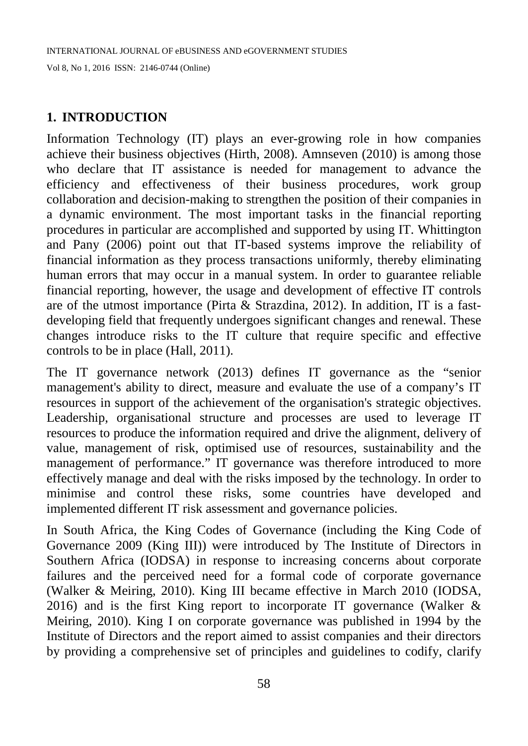## 1. INTRODUCTION

Information Technology (IT) plays an ever-growing role in how companies achieve their business objectives (Hirth, 2008). Amnseven (2010) is among those who declare that IT assistance is needed for management to advance the efficiency and effectiveness of their business procedures, work group collaboration and decision-making to strengthen the position of their companies in a dynamic environment. The most important tasks in the financial reporting procedures in particular are accomplished and supported by using IT. Whittington and Pany (2006) point out that IT-based systems improve the reliability of financial information as they process transactions uniformly, thereby eliminating human errors that may occur in a manual system. In order to guarantee reliable financial reporting, however, the usage and development of effective IT controls are of the utmost importance (Pirta & Strazdina, 2012). In addition, IT is a fast-developing field that frequently undergoes significant changes and renewal. These changes introduce risks to the IT culture that require specific and effective controls to be in place (Hall, 2011).

The IT governance network (2013) defines IT governance as the "senior management's ability to direct, measure and evaluate the use of a company's IT resources in support of the achievement of the organisation's strategic objectives. Leadership, organisational structure and processes are used to leverage IT resources to produce the information required and drive the alignment, delivery of value, management of risk, optimised use of resources, sustainability and the management of performance." IT governance was therefore introduced to more effectively manage and deal with the risks imposed by the technology. In order to minimise and control these risks, some countries have developed and implemented different IT risk assessment and governance policies.

In South Africa, the King Codes of Governance (including the King Code of Governance 2009 (King III)) were introduced by The Institute of Directors in Southern Africa (IODSA) in response to increasing concerns about corporate failures and the perceived need for a formal code of corporate governance (Walker & Meiring, 2010). King III became effective in March 2010 (IODSA, 2016) and is the first King report to incorporate IT governance (Walker & Meiring, 2010). King I on corporate governance was published in 1994 by the Institute of Directors and the report aimed to assist companies and their directors by providing a comprehensive set of principles and guidelines to codify, clarify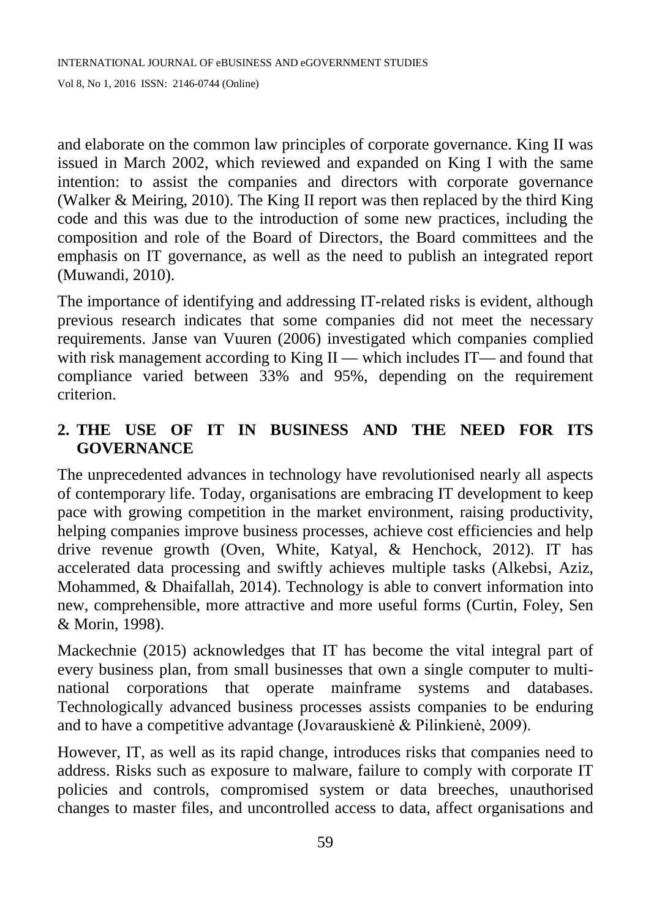and elaborate on the common law principles of corporate governance. King II was issued in March 2002, which reviewed and expanded on King I with the same intention: to assist the companies and directors with corporate governance (Walker & Meiring, 2010). The King II report was then replaced by the third King code and this was due to the introduction of some new practices, including the composition and role of the Board of Directors, the Board committees and the emphasis on IT governance, as well as the need to publish an integrated report (Muwandi, 2010).

The importance of identifying and addressing IT-related risks is evident, although previous research indicates that some companies did not meet the necessary requirements. Janse van Vuuren (2006) investigated which companies complied with risk management according to King II — which includes IT— and found that compliance varied between 33% and 95%, depending on the requirement criterion.

## 2. THE USE OF IT IN BUSINESS AND THE NEED FOR ITS GOVERNANCE

The unprecedented advances in technology have revolutionised nearly all aspects of contemporary life. Today, organisations are embracing IT development to keep pace with growing competition in the market environment, raising productivity, helping companies improve business processes, achieve cost efficiencies and help drive revenue growth (Oven, White, Katyal, & Henchock, 2012). IT has accelerated data processing and swiftly achieves multiple tasks (Alkebsi, Aziz, Mohammed, & Dhaifallah, 2014). Technology is able to convert information into new, comprehensible, more attractive and more useful forms (Curtin, Foley, Sen & Morin, 1998).

Mackechnie (2015) acknowledges that IT has become the vital integral part of every business plan, from small businesses that own a single computer to multi-national corporations that operate mainframe systems and databases. Technologically advanced business processes assists companies to be enduring and to have a competitive advantage (Jovarauskienė & Pilinkienė, 2009).

However, IT, as well as its rapid change, introduces risks that companies need to address. Risks such as exposure to malware, failure to comply with corporate IT policies and controls, compromised system or data breeches, unauthorised changes to master files, and uncontrolled access to data, affect organisations and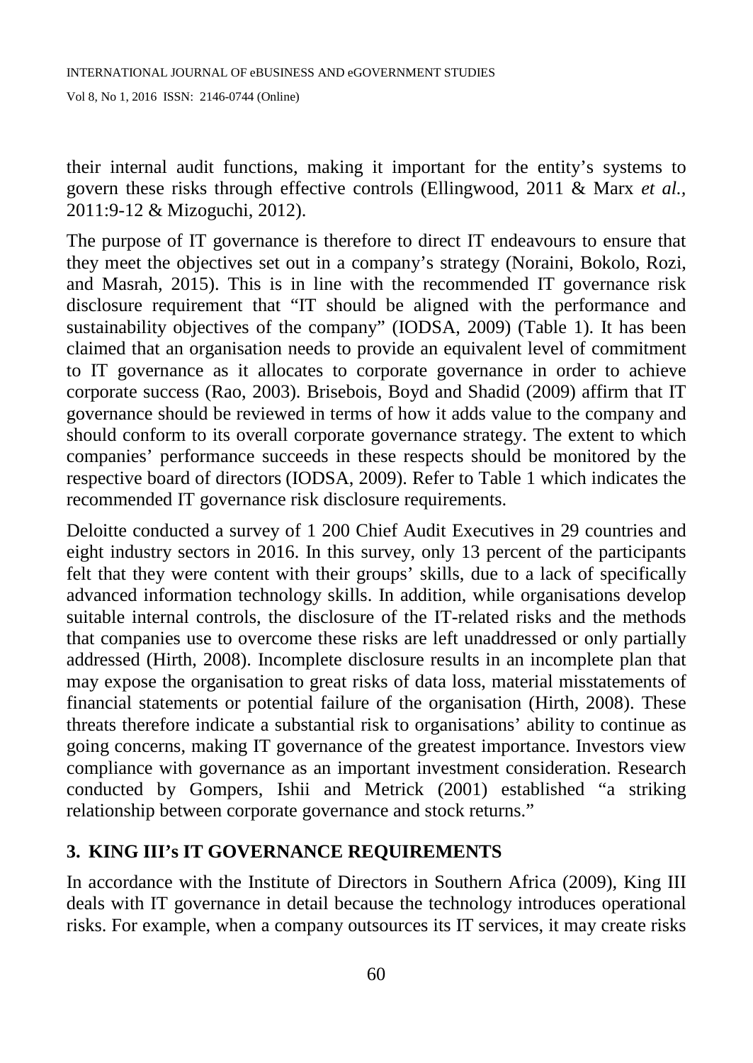their internal audit functions, making it important for the entity's systems to govern these risks through effective controls (Ellingwood, 2011 & Marx *et al.,* 2011:9-12 & Mizoguchi, 2012).

The purpose of IT governance is therefore to direct IT endeavours to ensure that they meet the objectives set out in a company's strategy (Noraini, Bokolo, Rozi, and Masrah, 2015). This is in line with the recommended IT governance risk disclosure requirement that "IT should be aligned with the performance and sustainability objectives of the company" (IODSA, 2009) (Table 1). It has been claimed that an organisation needs to provide an equivalent level of commitment to IT governance as it allocates to corporate governance in order to achieve corporate success (Rao, 2003). Brisebois, Boyd and Shadid (2009) affirm that IT governance should be reviewed in terms of how it adds value to the company and should conform to its overall corporate governance strategy. The extent to which companies' performance succeeds in these respects should be monitored by the respective board of directors (IODSA, 2009). Refer to Table 1 which indicates the recommended IT governance risk disclosure requirements.

Deloitte conducted a survey of 1 200 Chief Audit Executives in 29 countries and eight industry sectors in 2016. In this survey, only 13 percent of the participants felt that they were content with their groups' skills, due to a lack of specifically advanced information technology skills. In addition, while organisations develop suitable internal controls, the disclosure of the IT-related risks and the methods that companies use to overcome these risks are left unaddressed or only partially addressed (Hirth, 2008). Incomplete disclosure results in an incomplete plan that may expose the organisation to great risks of data loss, material misstatements of financial statements or potential failure of the organisation (Hirth, 2008). These threats therefore indicate a substantial risk to organisations' ability to continue as going concerns, making IT governance of the greatest importance. Investors view compliance with governance as an important investment consideration. Research conducted by Gompers, Ishii and Metrick (2001) established "a striking relationship between corporate governance and stock returns."

## 3. KING III's IT GOVERNANCE REQUIREMENTS

In accordance with the Institute of Directors in Southern Africa (2009), King III deals with IT governance in detail because the technology introduces operational risks. For example, when a company outsources its IT services, it may create risks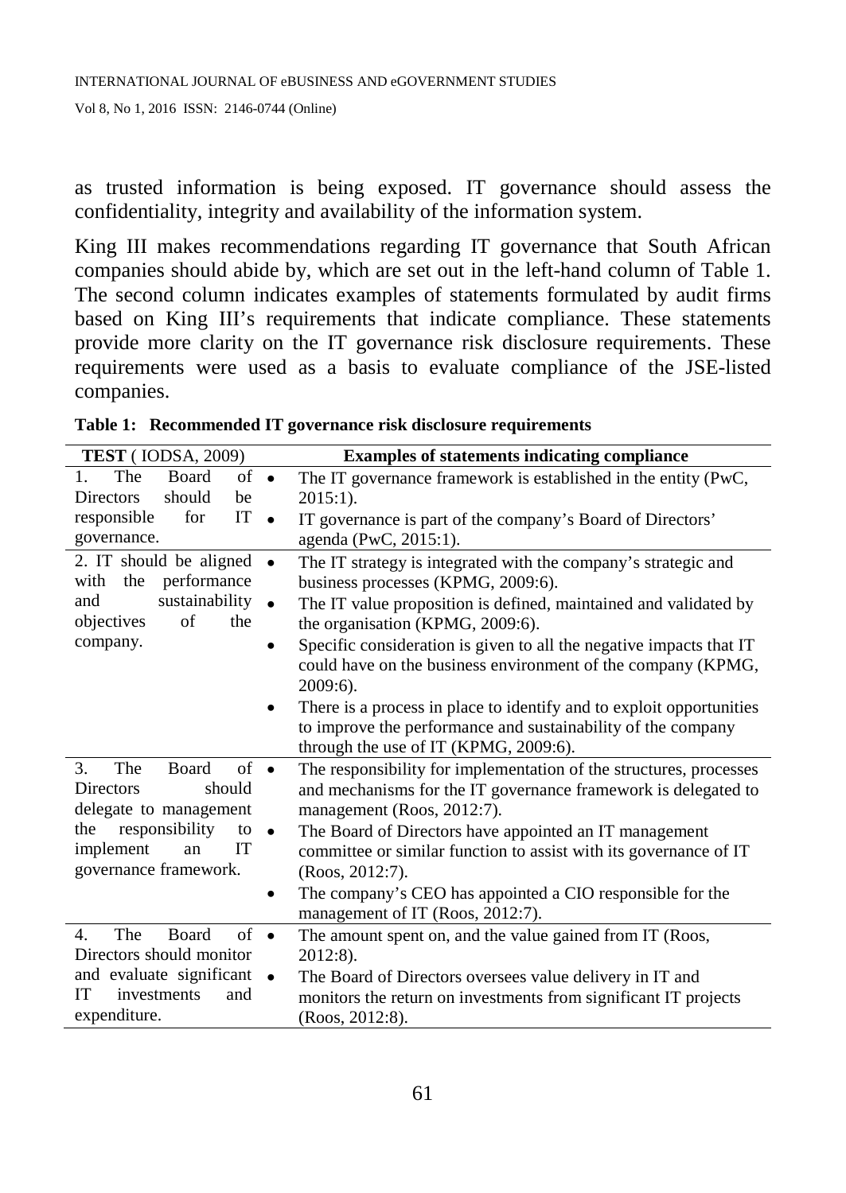as trusted information is being exposed. IT governance should assess the confidentiality, integrity and availability of the information system.

King III makes recommendations regarding IT governance that South African companies should abide by, which are set out in the left-hand column of Table 1. The second column indicates examples of statements formulated by audit firms based on King III's requirements that indicate compliance. These statements provide more clarity on the IT governance risk disclosure requirements. These requirements were used as a basis to evaluate compliance of the JSE-listed companies.

**Table 1: Recommended IT governance risk disclosure requirements**

| **TEST** ( IODSA, 2009) | **Examples of statements indicating compliance** |
|---|---|
| 1. The Board of Directors should be responsible for IT governance. | • The IT governance framework is established in the entity (PwC, 2015:1).<br>• IT governance is part of the company's Board of Directors' agenda (PwC, 2015:1). |
| 2. IT should be aligned with the performance and sustainability objectives of the company. | • The IT strategy is integrated with the company's strategic and business processes (KPMG, 2009:6).<br>• The IT value proposition is defined, maintained and validated by the organisation (KPMG, 2009:6).<br>• Specific consideration is given to all the negative impacts that IT could have on the business environment of the company (KPMG, 2009:6).<br>• There is a process in place to identify and to exploit opportunities to improve the performance and sustainability of the company through the use of IT (KPMG, 2009:6). |
| 3. The Board of Directors should delegate to management the responsibility to implement an IT governance framework. | • The responsibility for implementation of the structures, processes and mechanisms for the IT governance framework is delegated to management (Roos, 2012:7).<br>• The Board of Directors have appointed an IT management committee or similar function to assist with its governance of IT (Roos, 2012:7).<br>• The company's CEO has appointed a CIO responsible for the management of IT (Roos, 2012:7). |
| 4. The Board of Directors should monitor and evaluate significant IT investments and expenditure. | • The amount spent on, and the value gained from IT (Roos, 2012:8).<br>• The Board of Directors oversees value delivery in IT and monitors the return on investments from significant IT projects (Roos, 2012:8). |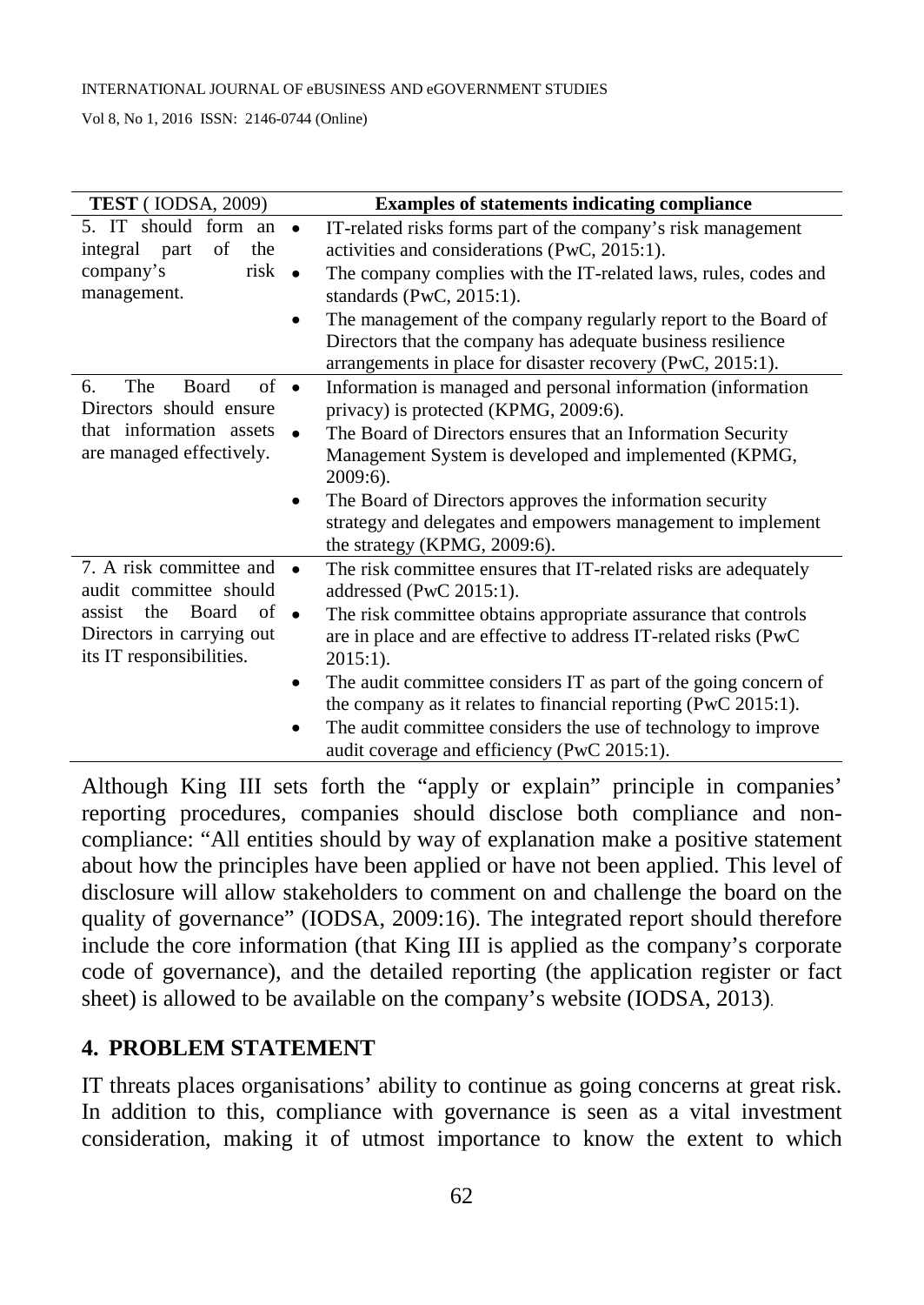| TEST ( IODSA, 2009) | Examples of statements indicating compliance |
|---|---|
| 5. IT should form an integral part of the company's risk management. | • IT-related risks forms part of the company's risk management activities and considerations (PwC, 2015:1).<br>• The company complies with the IT-related laws, rules, codes and standards (PwC, 2015:1).<br>• The management of the company regularly report to the Board of Directors that the company has adequate business resilience arrangements in place for disaster recovery (PwC, 2015:1). |
| 6. The Board of Directors should ensure that information assets are managed effectively. | • Information is managed and personal information (information privacy) is protected (KPMG, 2009:6).<br>• The Board of Directors ensures that an Information Security Management System is developed and implemented (KPMG, 2009:6).<br>• The Board of Directors approves the information security strategy and delegates and empowers management to implement the strategy (KPMG, 2009:6). |
| 7. A risk committee and audit committee should assist the Board of Directors in carrying out its IT responsibilities. | • The risk committee ensures that IT-related risks are adequately addressed (PwC 2015:1).<br>• The risk committee obtains appropriate assurance that controls are in place and are effective to address IT-related risks (PwC 2015:1).<br>• The audit committee considers IT as part of the going concern of the company as it relates to financial reporting (PwC 2015:1).<br>• The audit committee considers the use of technology to improve audit coverage and efficiency (PwC 2015:1). |

Although King III sets forth the "apply or explain" principle in companies' reporting procedures, companies should disclose both compliance and non-compliance: "All entities should by way of explanation make a positive statement about how the principles have been applied or have not been applied. This level of disclosure will allow stakeholders to comment on and challenge the board on the quality of governance" (IODSA, 2009:16). The integrated report should therefore include the core information (that King III is applied as the company's corporate code of governance), and the detailed reporting (the application register or fact sheet) is allowed to be available on the company's website (IODSA, 2013).

## 4. PROBLEM STATEMENT

IT threats places organisations' ability to continue as going concerns at great risk. In addition to this, compliance with governance is seen as a vital investment consideration, making it of utmost importance to know the extent to which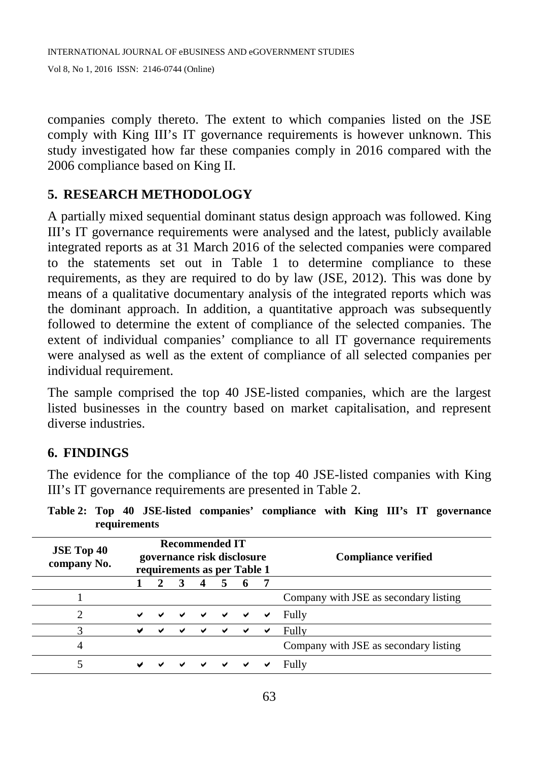companies comply thereto. The extent to which companies listed on the JSE comply with King III's IT governance requirements is however unknown. This study investigated how far these companies comply in 2016 compared with the 2006 compliance based on King II.

## 5. RESEARCH METHODOLOGY

A partially mixed sequential dominant status design approach was followed. King III's IT governance requirements were analysed and the latest, publicly available integrated reports as at 31 March 2016 of the selected companies were compared to the statements set out in Table 1 to determine compliance to these requirements, as they are required to do by law (JSE, 2012). This was done by means of a qualitative documentary analysis of the integrated reports which was the dominant approach. In addition, a quantitative approach was subsequently followed to determine the extent of compliance of the selected companies. The extent of individual companies' compliance to all IT governance requirements were analysed as well as the extent of compliance of all selected companies per individual requirement.

The sample comprised the top 40 JSE-listed companies, which are the largest listed businesses in the country based on market capitalisation, and represent diverse industries.

## 6. FINDINGS

The evidence for the compliance of the top 40 JSE-listed companies with King III's IT governance requirements are presented in Table 2.

**Table 2: Top 40 JSE-listed companies' compliance with King III's IT governance requirements**

| JSE Top 40 company No. | Recommended IT governance risk disclosure requirements as per Table 1 | | | | | | | Compliance verified |
|---|---|---|---|---|---|---|---|---|
| | 1 | 2 | 3 | 4 | 5 | 6 | 7 | |
| 1 | | | | | | | | Company with JSE as secondary listing |
| 2 | ✔ | ✔ | ✔ | ✔ | ✔ | ✔ | ✔ | Fully |
| 3 | ✔ | ✔ | ✔ | ✔ | ✔ | ✔ | ✔ | Fully |
| 4 | | | | | | | | Company with JSE as secondary listing |
| 5 | ✔ | ✔ | ✔ | ✔ | ✔ | ✔ | ✔ | Fully |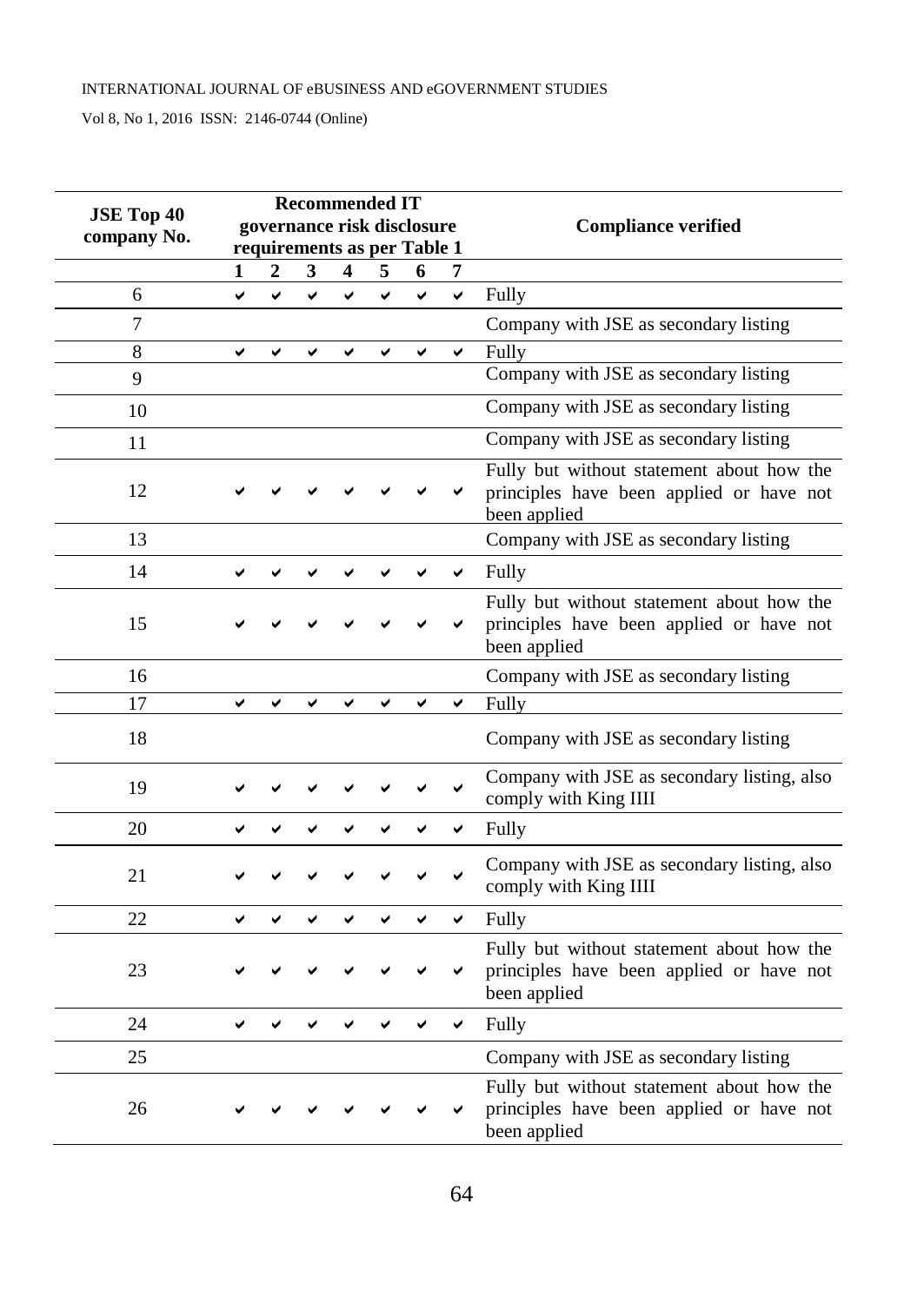| JSE Top 40 company No. | Recommended IT governance risk disclosure requirements as per Table 1 | | | | | | | Compliance verified |
|---|---|---|---|---|---|---|---|---|
| | 1 | 2 | 3 | 4 | 5 | 6 | 7 | |
| 6 | ✔ | ✔ | ✔ | ✔ | ✔ | ✔ | ✔ | Fully |
| 7 | | | | | | | | Company with JSE as secondary listing |
| 8 | ✔ | ✔ | ✔ | ✔ | ✔ | ✔ | ✔ | Fully |
| 9 | | | | | | | | Company with JSE as secondary listing |
| 10 | | | | | | | | Company with JSE as secondary listing |
| 11 | | | | | | | | Company with JSE as secondary listing |
| 12 | ✔ | ✔ | ✔ | ✔ | ✔ | ✔ | ✔ | Fully but without statement about how the principles have been applied or have not been applied |
| 13 | | | | | | | | Company with JSE as secondary listing |
| 14 | ✔ | ✔ | ✔ | ✔ | ✔ | ✔ | ✔ | Fully |
| 15 | ✔ | ✔ | ✔ | ✔ | ✔ | ✔ | ✔ | Fully but without statement about how the principles have been applied or have not been applied |
| 16 | | | | | | | | Company with JSE as secondary listing |
| 17 | ✔ | ✔ | ✔ | ✔ | ✔ | ✔ | ✔ | Fully |
| 18 | | | | | | | | Company with JSE as secondary listing |
| 19 | ✔ | ✔ | ✔ | ✔ | ✔ | ✔ | ✔ | Company with JSE as secondary listing, also comply with King IIII |
| 20 | ✔ | ✔ | ✔ | ✔ | ✔ | ✔ | ✔ | Fully |
| 21 | ✔ | ✔ | ✔ | ✔ | ✔ | ✔ | ✔ | Company with JSE as secondary listing, also comply with King IIII |
| 22 | ✔ | ✔ | ✔ | ✔ | ✔ | ✔ | ✔ | Fully |
| 23 | ✔ | ✔ | ✔ | ✔ | ✔ | ✔ | ✔ | Fully but without statement about how the principles have been applied or have not been applied |
| 24 | ✔ | ✔ | ✔ | ✔ | ✔ | ✔ | ✔ | Fully |
| 25 | | | | | | | | Company with JSE as secondary listing |
| 26 | ✔ | ✔ | ✔ | ✔ | ✔ | ✔ | ✔ | Fully but without statement about how the principles have been applied or have not been applied |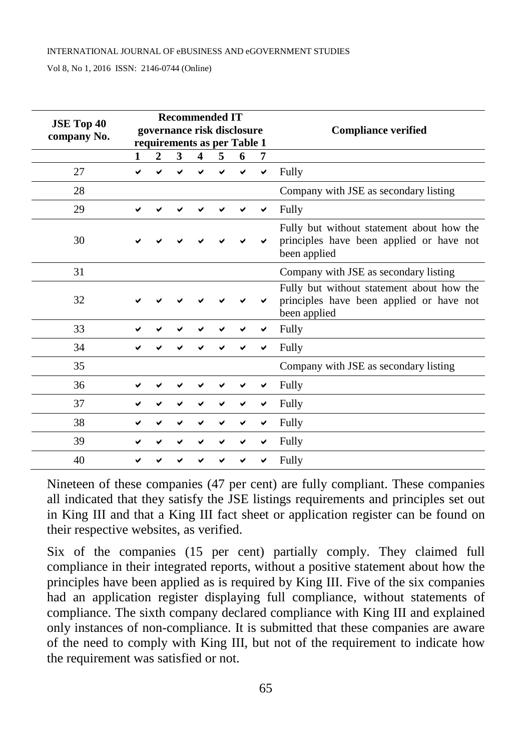| JSE Top 40 company No. | Recommended IT governance risk disclosure requirements as per Table 1 | | | | | | | Compliance verified |
|---|---|---|---|---|---|---|---|---|
| | 1 | 2 | 3 | 4 | 5 | 6 | 7 | |
| 27 | ✔ | ✔ | ✔ | ✔ | ✔ | ✔ | ✔ | Fully |
| 28 | | | | | | | | Company with JSE as secondary listing |
| 29 | ✔ | ✔ | ✔ | ✔ | ✔ | ✔ | ✔ | Fully |
| 30 | ✔ | ✔ | ✔ | ✔ | ✔ | ✔ | ✔ | Fully but without statement about how the principles have been applied or have not been applied |
| 31 | | | | | | | | Company with JSE as secondary listing |
| 32 | ✔ | ✔ | ✔ | ✔ | ✔ | ✔ | ✔ | Fully but without statement about how the principles have been applied or have not been applied |
| 33 | ✔ | ✔ | ✔ | ✔ | ✔ | ✔ | ✔ | Fully |
| 34 | ✔ | ✔ | ✔ | ✔ | ✔ | ✔ | ✔ | Fully |
| 35 | | | | | | | | Company with JSE as secondary listing |
| 36 | ✔ | ✔ | ✔ | ✔ | ✔ | ✔ | ✔ | Fully |
| 37 | ✔ | ✔ | ✔ | ✔ | ✔ | ✔ | ✔ | Fully |
| 38 | ✔ | ✔ | ✔ | ✔ | ✔ | ✔ | ✔ | Fully |
| 39 | ✔ | ✔ | ✔ | ✔ | ✔ | ✔ | ✔ | Fully |
| 40 | ✔ | ✔ | ✔ | ✔ | ✔ | ✔ | ✔ | Fully |

Nineteen of these companies (47 per cent) are fully compliant. These companies all indicated that they satisfy the JSE listings requirements and principles set out in King III and that a King III fact sheet or application register can be found on their respective websites, as verified.

Six of the companies (15 per cent) partially comply. They claimed full compliance in their integrated reports, without a positive statement about how the principles have been applied as is required by King III. Five of the six companies had an application register displaying full compliance, without statements of compliance. The sixth company declared compliance with King III and explained only instances of non-compliance. It is submitted that these companies are aware of the need to comply with King III, but not of the requirement to indicate how the requirement was satisfied or not.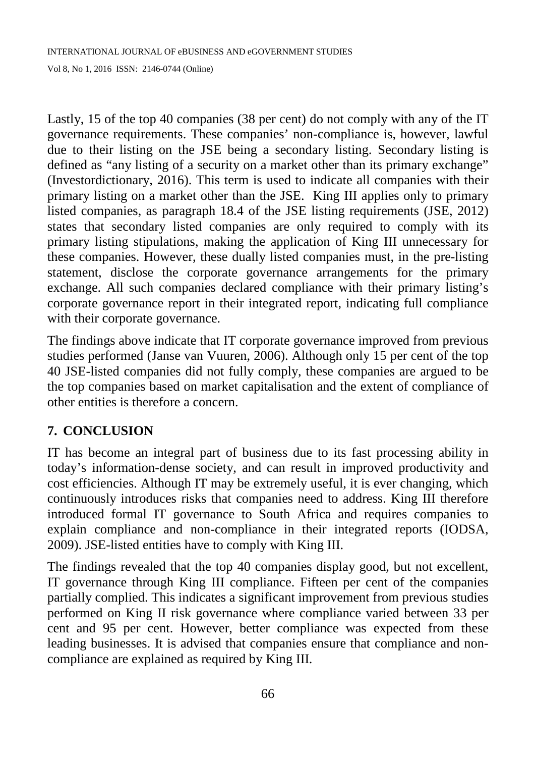Lastly, 15 of the top 40 companies (38 per cent) do not comply with any of the IT governance requirements. These companies' non-compliance is, however, lawful due to their listing on the JSE being a secondary listing. Secondary listing is defined as "any listing of a security on a market other than its primary exchange" (Investordictionary, 2016). This term is used to indicate all companies with their primary listing on a market other than the JSE. King III applies only to primary listed companies, as paragraph 18.4 of the JSE listing requirements (JSE, 2012) states that secondary listed companies are only required to comply with its primary listing stipulations, making the application of King III unnecessary for these companies. However, these dually listed companies must, in the pre-listing statement, disclose the corporate governance arrangements for the primary exchange. All such companies declared compliance with their primary listing's corporate governance report in their integrated report, indicating full compliance with their corporate governance.

The findings above indicate that IT corporate governance improved from previous studies performed (Janse van Vuuren, 2006). Although only 15 per cent of the top 40 JSE-listed companies did not fully comply, these companies are argued to be the top companies based on market capitalisation and the extent of compliance of other entities is therefore a concern.

## 7. CONCLUSION

IT has become an integral part of business due to its fast processing ability in today's information-dense society, and can result in improved productivity and cost efficiencies. Although IT may be extremely useful, it is ever changing, which continuously introduces risks that companies need to address. King III therefore introduced formal IT governance to South Africa and requires companies to explain compliance and non-compliance in their integrated reports (IODSA, 2009). JSE-listed entities have to comply with King III.

The findings revealed that the top 40 companies display good, but not excellent, IT governance through King III compliance. Fifteen per cent of the companies partially complied. This indicates a significant improvement from previous studies performed on King II risk governance where compliance varied between 33 per cent and 95 per cent. However, better compliance was expected from these leading businesses. It is advised that companies ensure that compliance and non-compliance are explained as required by King III.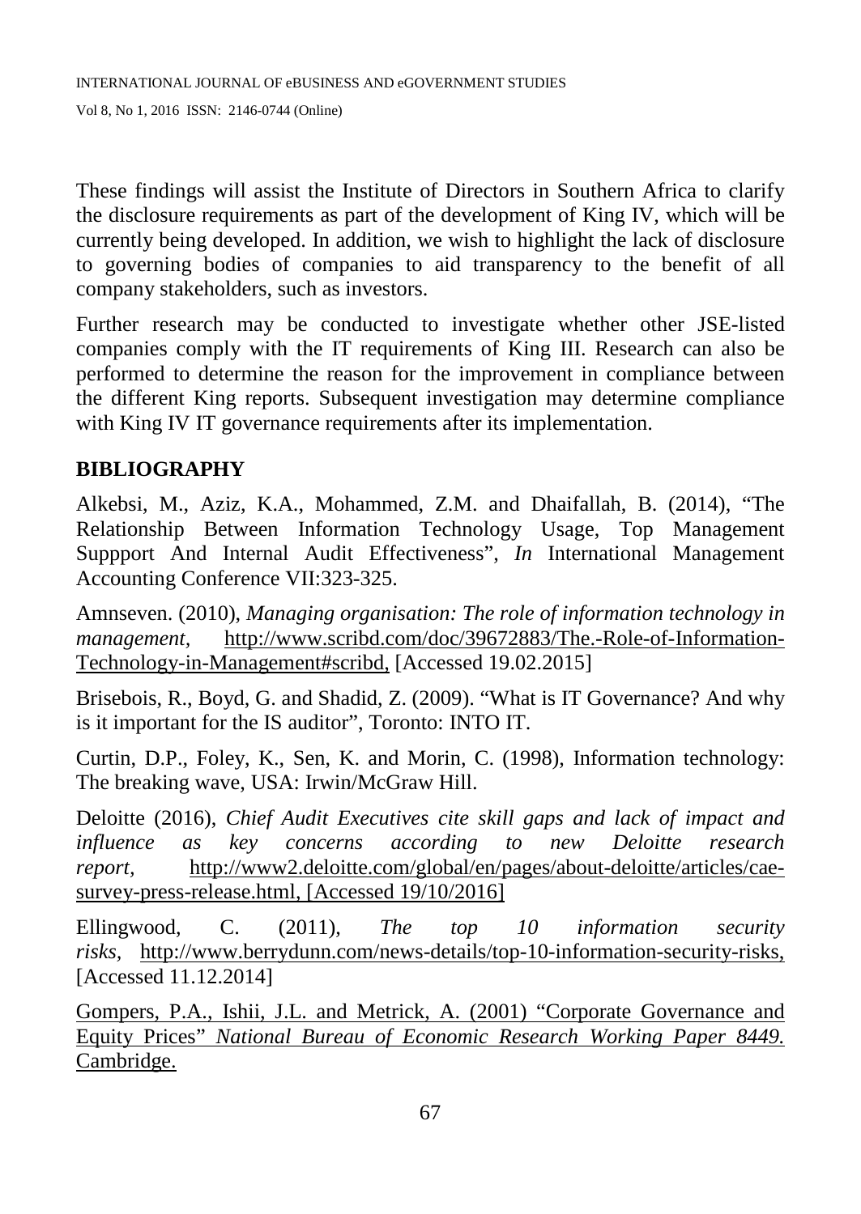These findings will assist the Institute of Directors in Southern Africa to clarify the disclosure requirements as part of the development of King IV, which will be currently being developed. In addition, we wish to highlight the lack of disclosure to governing bodies of companies to aid transparency to the benefit of all company stakeholders, such as investors.

Further research may be conducted to investigate whether other JSE-listed companies comply with the IT requirements of King III. Research can also be performed to determine the reason for the improvement in compliance between the different King reports. Subsequent investigation may determine compliance with King IV IT governance requirements after its implementation.

## BIBLIOGRAPHY

Alkebsi, M., Aziz, K.A., Mohammed, Z.M. and Dhaifallah, B. (2014), "The Relationship Between Information Technology Usage, Top Management Suppport And Internal Audit Effectiveness", *In* International Management Accounting Conference VII:323-325.

Amnseven. (2010), *Managing organisation: The role of information technology in management*, http://www.scribd.com/doc/39672883/The.-Role-of-Information-Technology-in-Management#scribd, [Accessed 19.02.2015]

Brisebois, R., Boyd, G. and Shadid, Z. (2009). "What is IT Governance? And why is it important for the IS auditor", Toronto: INTO IT.

Curtin, D.P., Foley, K., Sen, K. and Morin, C. (1998), Information technology: The breaking wave, USA: Irwin/McGraw Hill.

Deloitte (2016), *Chief Audit Executives cite skill gaps and lack of impact and influence as key concerns according to new Deloitte research report,* http://www2.deloitte.com/global/en/pages/about-deloitte/articles/cae-survey-press-release.html, [Accessed 19/10/2016]

Ellingwood, C. (2011), *The top 10 information security risks,* http://www.berrydunn.com/news-details/top-10-information-security-risks, [Accessed 11.12.2014]

Gompers, P.A., Ishii, J.L. and Metrick, A. (2001) "Corporate Governance and Equity Prices" *National Bureau of Economic Research Working Paper 8449.* Cambridge.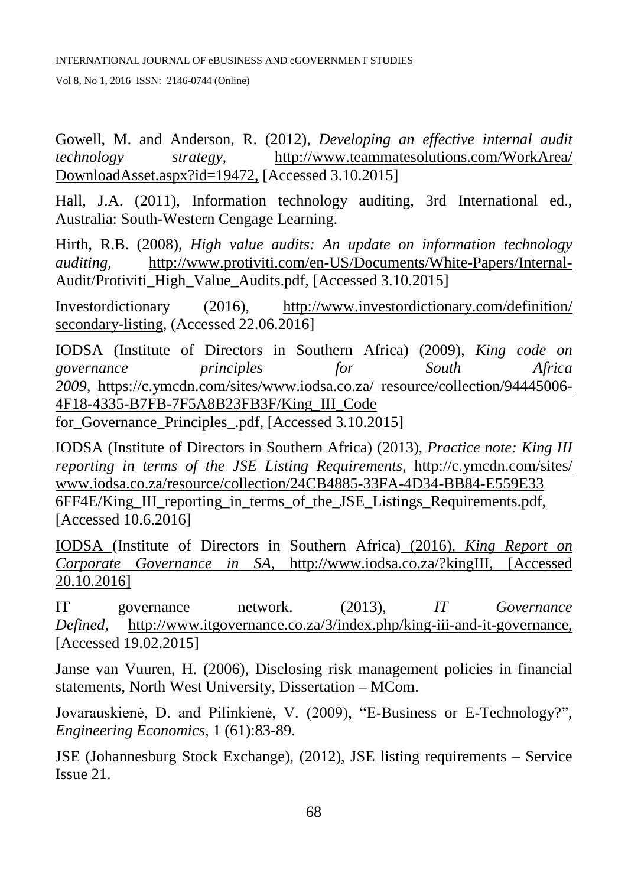Gowell, M. and Anderson, R. (2012), *Developing an effective internal audit technology strategy*, http://www.teammatesolutions.com/WorkArea/DownloadAsset.aspx?id=19472, [Accessed 3.10.2015]

Hall, J.A. (2011), Information technology auditing, 3rd International ed., Australia: South-Western Cengage Learning.

Hirth, R.B. (2008), *High value audits: An update on information technology auditing*, http://www.protiviti.com/en-US/Documents/White-Papers/Internal-Audit/Protiviti_High_Value_Audits.pdf, [Accessed 3.10.2015]

Investordictionary (2016), http://www.investordictionary.com/definition/secondary-listing, (Accessed 22.06.2016]

IODSA (Institute of Directors in Southern Africa) (2009), *King code on governance principles for South Africa 2009*, https://c.ymcdn.com/sites/www.iodsa.co.za/ resource/collection/94445006-4F18-4335-B7FB-7F5A8B23FB3F/King_III_Code for_Governance_Principles_.pdf, [Accessed 3.10.2015]

IODSA (Institute of Directors in Southern Africa) (2013), *Practice note: King III reporting in terms of the JSE Listing Requirements*, http://c.ymcdn.com/sites/www.iodsa.co.za/resource/collection/24CB4885-33FA-4D34-BB84-E559E33 6FF4E/King_III_reporting_in_terms_of_the_JSE_Listings_Requirements.pdf, [Accessed 10.6.2016]

IODSA (Institute of Directors in Southern Africa) (2016), *King Report on Corporate Governance in SA*, http://www.iodsa.co.za/?kingIII, [Accessed 20.10.2016]

IT governance network. (2013), *IT Governance Defined*, http://www.itgovernance.co.za/3/index.php/king-iii-and-it-governance, [Accessed 19.02.2015]

Janse van Vuuren, H. (2006), Disclosing risk management policies in financial statements, North West University, Dissertation – MCom.

Jovarauskienė, D. and Pilinkienė, V. (2009), "E-Business or E-Technology?", *Engineering Economics*, 1 (61):83-89.

JSE (Johannesburg Stock Exchange), (2012), JSE listing requirements – Service Issue 21.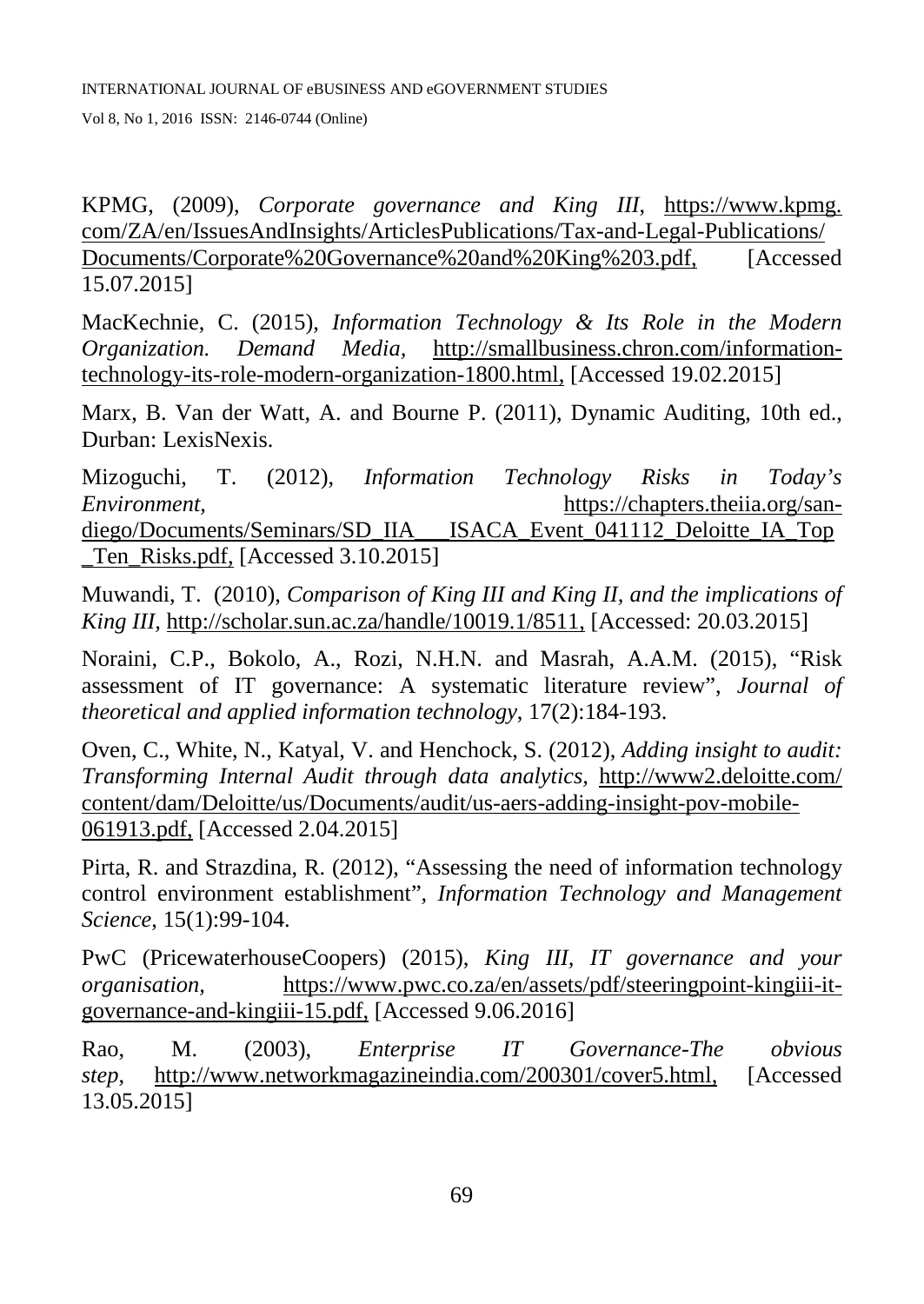KPMG, (2009), *Corporate governance and King III*, https://www.kpmg.com/ZA/en/IssuesAndInsights/ArticlesPublications/Tax-and-Legal-Publications/Documents/Corporate%20Governance%20and%20King%203.pdf, [Accessed 15.07.2015]

MacKechnie, C. (2015), *Information Technology & Its Role in the Modern Organization. Demand Media*, http://smallbusiness.chron.com/information-technology-its-role-modern-organization-1800.html, [Accessed 19.02.2015]

Marx, B. Van der Watt, A. and Bourne P. (2011), Dynamic Auditing, 10th ed., Durban: LexisNexis.

Mizoguchi, T. (2012), *Information Technology Risks in Today's Environment*, https://chapters.theiia.org/san-diego/Documents/Seminars/SD_IIA___ISACA_Event_041112_Deloitte_IA_Top_Ten_Risks.pdf, [Accessed 3.10.2015]

Muwandi, T. (2010), *Comparison of King III and King II, and the implications of King III*, http://scholar.sun.ac.za/handle/10019.1/8511, [Accessed: 20.03.2015]

Noraini, C.P., Bokolo, A., Rozi, N.H.N. and Masrah, A.A.M. (2015), "Risk assessment of IT governance: A systematic literature review", *Journal of theoretical and applied information technology*, 17(2):184-193.

Oven, C., White, N., Katyal, V. and Henchock, S. (2012), *Adding insight to audit: Transforming Internal Audit through data analytics*, http://www2.deloitte.com/content/dam/Deloitte/us/Documents/audit/us-aers-adding-insight-pov-mobile-061913.pdf, [Accessed 2.04.2015]

Pirta, R. and Strazdina, R. (2012), "Assessing the need of information technology control environment establishment", *Information Technology and Management Science*, 15(1):99-104.

PwC (PricewaterhouseCoopers) (2015), *King III, IT governance and your organisation*, https://www.pwc.co.za/en/assets/pdf/steeringpoint-kingiii-it-governance-and-kingiii-15.pdf, [Accessed 9.06.2016]

Rao, M. (2003), *Enterprise IT Governance-The obvious step*, http://www.networkmagazineindia.com/200301/cover5.html, [Accessed 13.05.2015]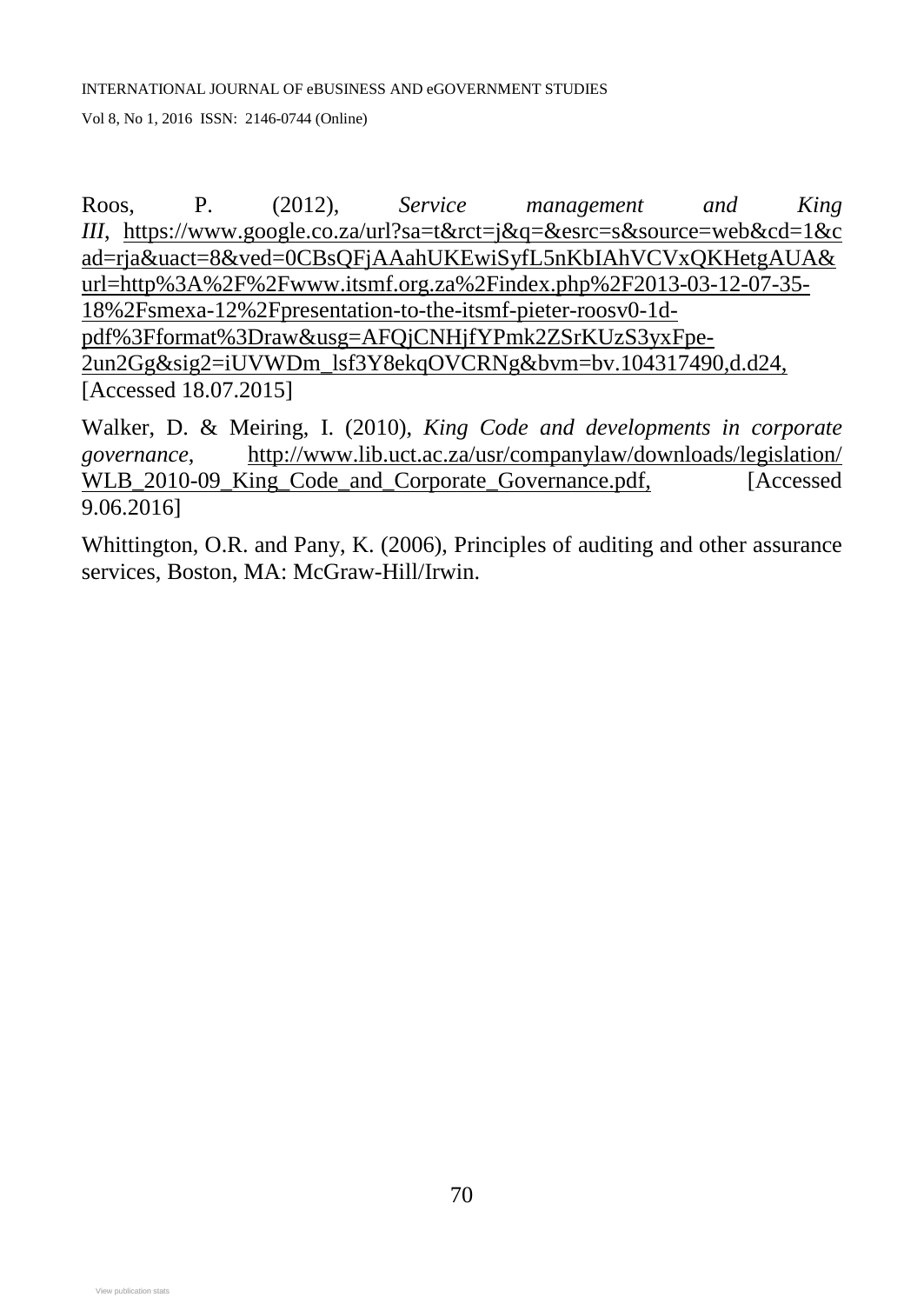Roos, P. (2012), *Service management and King III*, https://www.google.co.za/url?sa=t&rct=j&q=&esrc=s&source=web&cd=1&cad=rja&uact=8&ved=0CBsQFjAAahUKEwiSyfL5nKbIAhVCVxQKHetgAUA&url=http%3A%2F%2Fwww.itsmf.org.za%2Findex.php%2F2013-03-12-07-35-18%2Fsmexa-12%2Fpresentation-to-the-itsmf-pieter-roosv0-1d-pdf%3Fformat%3Draw&usg=AFQjCNHjfYPmk2ZSrKUzS3yxFpe-2un2Gg&sig2=iUVWDm_lsf3Y8ekqOVCRNg&bvm=bv.104317490,d.d24, [Accessed 18.07.2015]

Walker, D. & Meiring, I. (2010), *King Code and developments in corporate governance*, http://www.lib.uct.ac.za/usr/companylaw/downloads/legislation/WLB_2010-09_King_Code_and_Corporate_Governance.pdf, [Accessed 9.06.2016]

Whittington, O.R. and Pany, K. (2006), Principles of auditing and other assurance services, Boston, MA: McGraw-Hill/Irwin.